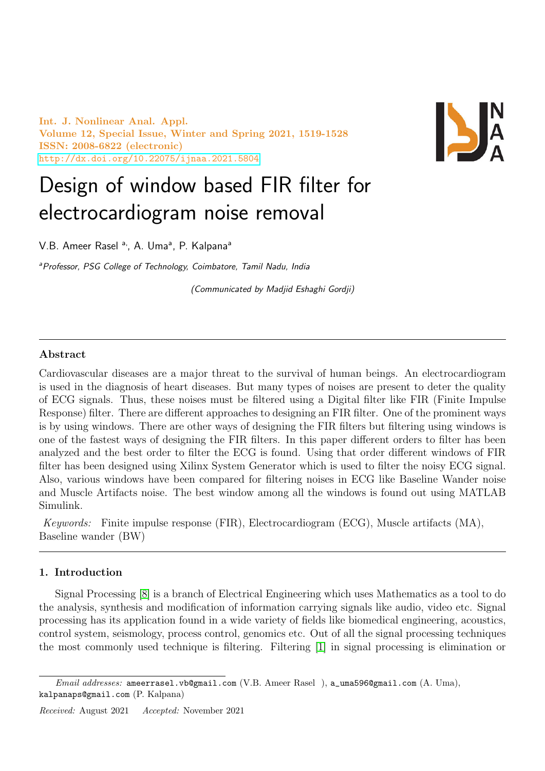Int. J. Nonlinear Anal. Appl.
Volume 12, Special Issue, Winter and Spring 2021, 1519-1528
ISSN: 2008-6822 (electronic)
http://dx.doi.org/10.22075/ijnaa.2021.5804

# Design of window based FIR filter for electrocardiogram noise removal

V.B. Ameer Rasel [a], A. Uma[a], P. Kalpana[a]

[a]*Professor, PSG College of Technology, Coimbatore, Tamil Nadu, India*

*(Communicated by Madjid Eshaghi Gordji)*

## Abstract

Cardiovascular diseases are a major threat to the survival of human beings. An electrocardiogram is used in the diagnosis of heart diseases. But many types of noises are present to deter the quality of ECG signals. Thus, these noises must be filtered using a Digital filter like FIR (Finite Impulse Response) filter. There are different approaches to designing an FIR filter. One of the prominent ways is by using windows. There are other ways of designing the FIR filters but filtering using windows is one of the fastest ways of designing the FIR filters. In this paper different orders to filter has been analyzed and the best order to filter the ECG is found. Using that order different windows of FIR filter has been designed using Xilinx System Generator which is used to filter the noisy ECG signal. Also, various windows have been compared for filtering noises in ECG like Baseline Wander noise and Muscle Artifacts noise. The best window among all the windows is found out using MATLAB Simulink.

*Keywords:* Finite impulse response (FIR), Electrocardiogram (ECG), Muscle artifacts (MA), Baseline wander (BW)

## 1. Introduction

Signal Processing [8] is a branch of Electrical Engineering which uses Mathematics as a tool to do the analysis, synthesis and modification of information carrying signals like audio, video etc. Signal processing has its application found in a wide variety of fields like biomedical engineering, acoustics, control system, seismology, process control, genomics etc. Out of all the signal processing techniques the most commonly used technique is filtering. Filtering [1] in signal processing is elimination or

---

*Email addresses:* ameerrasel.vb@gmail.com (V.B. Ameer Rasel ), a_uma596@gmail.com (A. Uma), kalpanaps@gmail.com (P. Kalpana)

*Received:* August 2021 *Accepted:* November 2021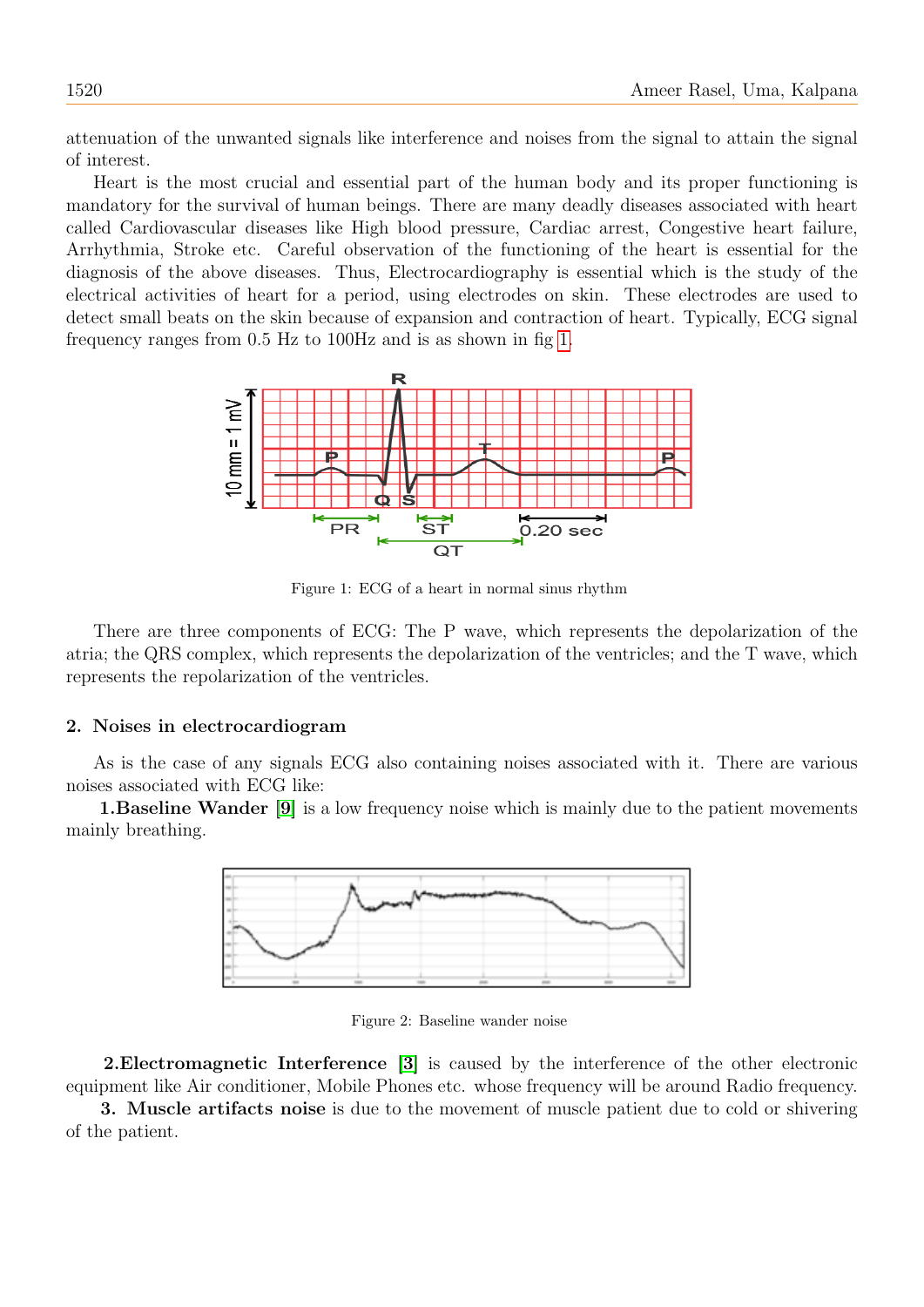attenuation of the unwanted signals like interference and noises from the signal to attain the signal of interest.

Heart is the most crucial and essential part of the human body and its proper functioning is mandatory for the survival of human beings. There are many deadly diseases associated with heart called Cardiovascular diseases like High blood pressure, Cardiac arrest, Congestive heart failure, Arrhythmia, Stroke etc. Careful observation of the functioning of the heart is essential for the diagnosis of the above diseases. Thus, Electrocardiography is essential which is the study of the electrical activities of heart for a period, using electrodes on skin. These electrodes are used to detect small beats on the skin because of expansion and contraction of heart. Typically, ECG signal frequency ranges from 0.5 Hz to 100Hz and is as shown in fig 1.

Figure 1: ECG of a heart in normal sinus rhythm

There are three components of ECG: The P wave, which represents the depolarization of the atria; the QRS complex, which represents the depolarization of the ventricles; and the T wave, which represents the repolarization of the ventricles.

## 2. Noises in electrocardiogram

As is the case of any signals ECG also containing noises associated with it. There are various noises associated with ECG like:

**1.Baseline Wander** [9] is a low frequency noise which is mainly due to the patient movements mainly breathing.

Figure 2: Baseline wander noise

**2.Electromagnetic Interference** [3] is caused by the interference of the other electronic equipment like Air conditioner, Mobile Phones etc. whose frequency will be around Radio frequency.

**3. Muscle artifacts noise** is due to the movement of muscle patient due to cold or shivering of the patient.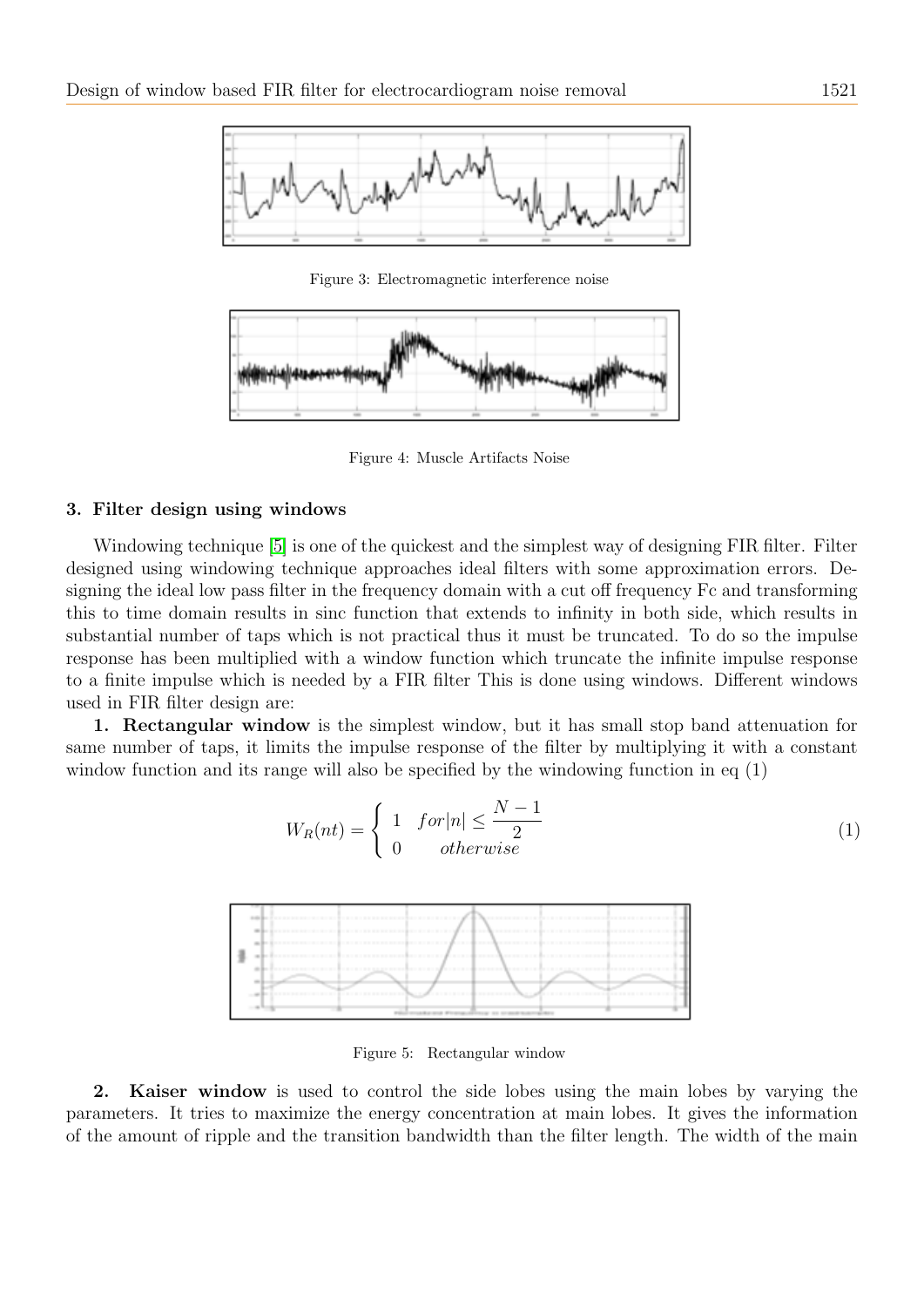Figure 3: Electromagnetic interference noise

Figure 4: Muscle Artifacts Noise

### 3. Filter design using windows

Windowing technique [5] is one of the quickest and the simplest way of designing FIR filter. Filter designed using windowing technique approaches ideal filters with some approximation errors. Designing the ideal low pass filter in the frequency domain with a cut off frequency Fc and transforming this to time domain results in sinc function that extends to infinity in both side, which results in substantial number of taps which is not practical thus it must be truncated. To do so the impulse response has been multiplied with a window function which truncate the infinite impulse response to a finite impulse which is needed by a FIR filter This is done using windows. Different windows used in FIR filter design are:

**1. Rectangular window** is the simplest window, but it has small stop band attenuation for same number of taps, it limits the impulse response of the filter by multiplying it with a constant window function and its range will also be specified by the windowing function in eq (1)

$$W_R(nt) = \begin{cases} 1 & for|n| \leq \dfrac{N-1}{2} \\ 0 & otherwise \end{cases} \tag{1}$$

Figure 5: Rectangular window

**2. Kaiser window** is used to control the side lobes using the main lobes by varying the parameters. It tries to maximize the energy concentration at main lobes. It gives the information of the amount of ripple and the transition bandwidth than the filter length. The width of the main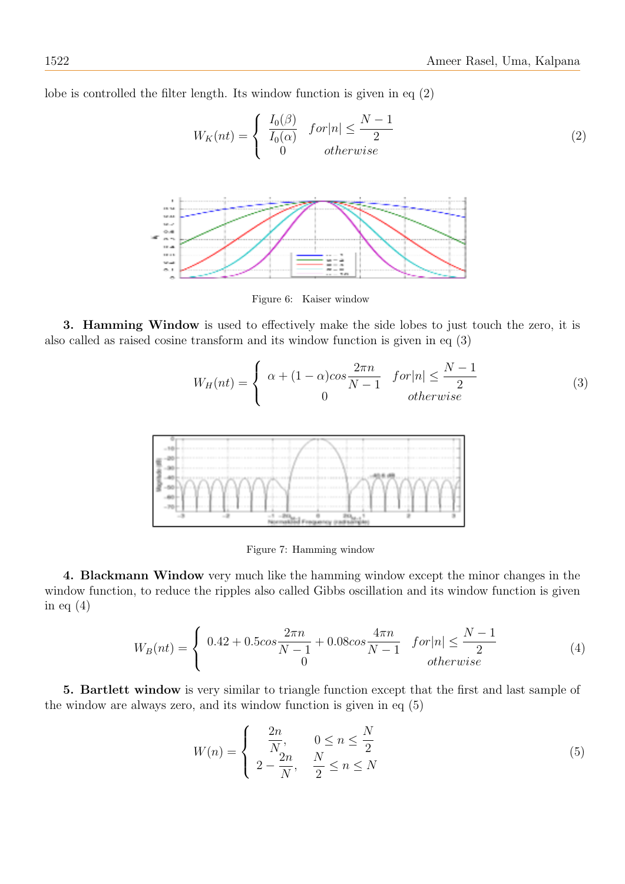lobe is controlled the filter length. Its window function is given in eq (2)

$$W_K(nt) = \begin{cases} \dfrac{I_0(\beta)}{I_0(\alpha)} & for|n| \leq \dfrac{N-1}{2} \\ 0 & otherwise \end{cases} \tag{2}$$

Figure 6: Kaiser window

**3. Hamming Window** is used to effectively make the side lobes to just touch the zero, it is also called as raised cosine transform and its window function is given in eq (3)

$$W_H(nt) = \begin{cases} \alpha + (1-\alpha)cos\dfrac{2\pi n}{N-1} & for|n| \leq \dfrac{N-1}{2} \\ 0 & otherwise \end{cases} \tag{3}$$

Figure 7: Hamming window

**4. Blackmann Window** very much like the hamming window except the minor changes in the window function, to reduce the ripples also called Gibbs oscillation and its window function is given in eq (4)

$$W_B(nt) = \begin{cases} 0.42 + 0.5cos\dfrac{2\pi n}{N-1} + 0.08cos\dfrac{4\pi n}{N-1} & for|n| \leq \dfrac{N-1}{2} \\ 0 & otherwise \end{cases} \tag{4}$$

**5. Bartlett window** is very similar to triangle function except that the first and last sample of the window are always zero, and its window function is given in eq (5)

$$W(n) = \begin{cases} \dfrac{2n}{N}, & 0 \leq n \leq \dfrac{N}{2} \\ 2 - \dfrac{2n}{N}, & \dfrac{N}{2} \leq n \leq N \end{cases} \tag{5}$$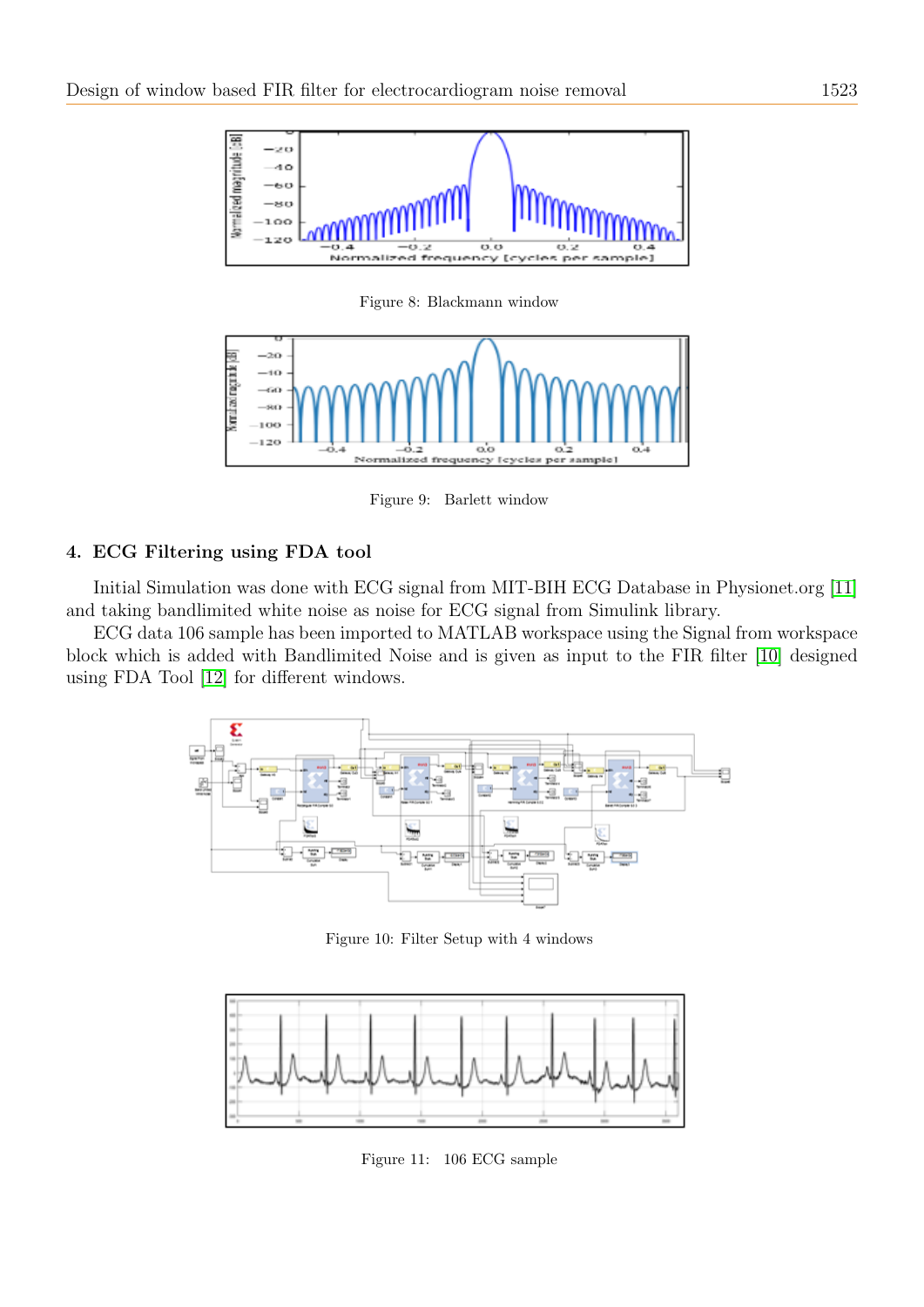Figure 8: Blackmann window

Figure 9: Barlett window

## 4. ECG Filtering using FDA tool

Initial Simulation was done with ECG signal from MIT-BIH ECG Database in Physionet.org [11] and taking bandlimited white noise as noise for ECG signal from Simulink library.

ECG data 106 sample has been imported to MATLAB workspace using the Signal from workspace block which is added with Bandlimited Noise and is given as input to the FIR filter [10] designed using FDA Tool [12] for different windows.

Figure 10: Filter Setup with 4 windows

Figure 11: 106 ECG sample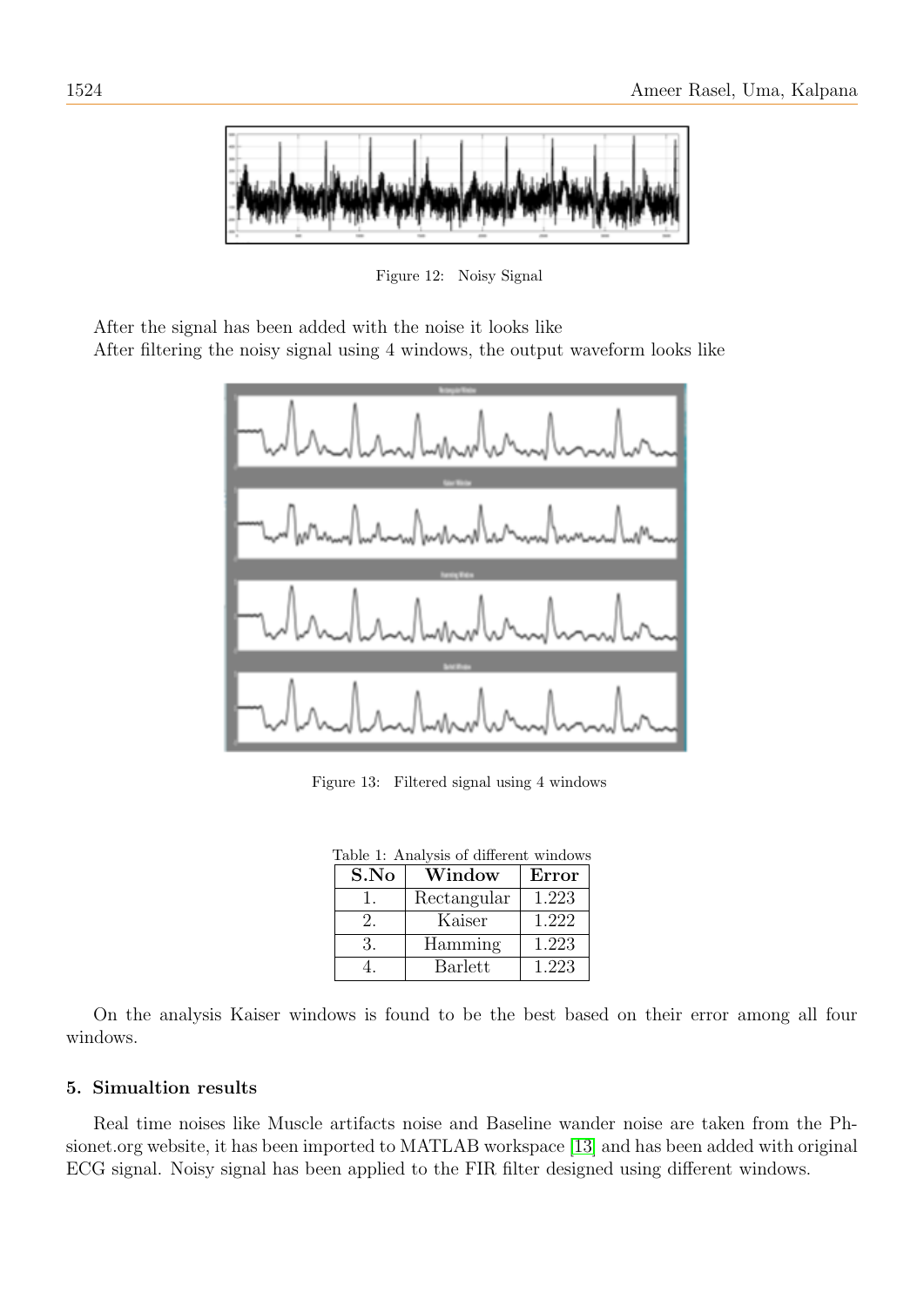Figure 12: Noisy Signal

After the signal has been added with the noise it looks like
After filtering the noisy signal using 4 windows, the output waveform looks like

Figure 13: Filtered signal using 4 windows

Table 1: Analysis of different windows

| S.No | Window | Error |
|---|---|---|
| 1. | Rectangular | 1.223 |
| 2. | Kaiser | 1.222 |
| 3. | Hamming | 1.223 |
| 4. | Barlett | 1.223 |

On the analysis Kaiser windows is found to be the best based on their error among all four windows.

### 5. Simualtion results

Real time noises like Muscle artifacts noise and Baseline wander noise are taken from the Phsionet.org website, it has been imported to MATLAB workspace [13] and has been added with original ECG signal. Noisy signal has been applied to the FIR filter designed using different windows.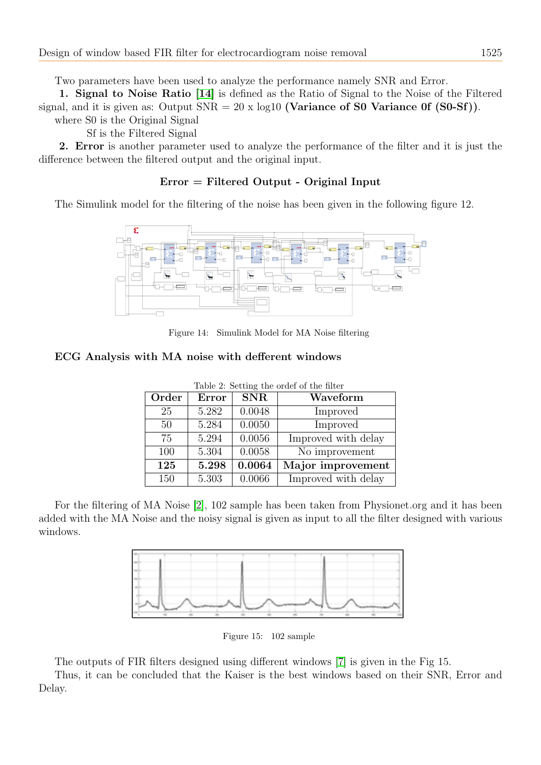Two parameters have been used to analyze the performance namely SNR and Error.

**1. Signal to Noise Ratio** [14] is defined as the Ratio of Signal to the Noise of the Filtered signal, and it is given as: Output SNR = 20 x log10 **(Variance of S0 Variance 0f (S0-Sf))**.

where S0 is the Original Signal

Sf is the Filtered Signal

**2. Error** is another parameter used to analyze the performance of the filter and it is just the difference between the filtered output and the original input.

**Error = Filtered Output - Original Input**

The Simulink model for the filtering of the noise has been given in the following figure 12.

Figure 14: Simulink Model for MA Noise filtering

**ECG Analysis with MA noise with defferent windows**

Table 2: Setting the ordef of the filter

| Order | Error | SNR | Waveform |
|---|---|---|---|
| 25 | 5.282 | 0.0048 | Improved |
| 50 | 5.284 | 0.0050 | Improved |
| 75 | 5.294 | 0.0056 | Improved with delay |
| 100 | 5.304 | 0.0058 | No improvement |
| **125** | **5.298** | **0.0064** | **Major improvement** |
| 150 | 5.303 | 0.0066 | Improved with delay |

For the filtering of MA Noise [2], 102 sample has been taken from Physionet.org and it has been added with the MA Noise and the noisy signal is given as input to all the filter designed with various windows.

Figure 15: 102 sample

The outputs of FIR filters designed using different windows [7] is given in the Fig 15.

Thus, it can be concluded that the Kaiser is the best windows based on their SNR, Error and Delay.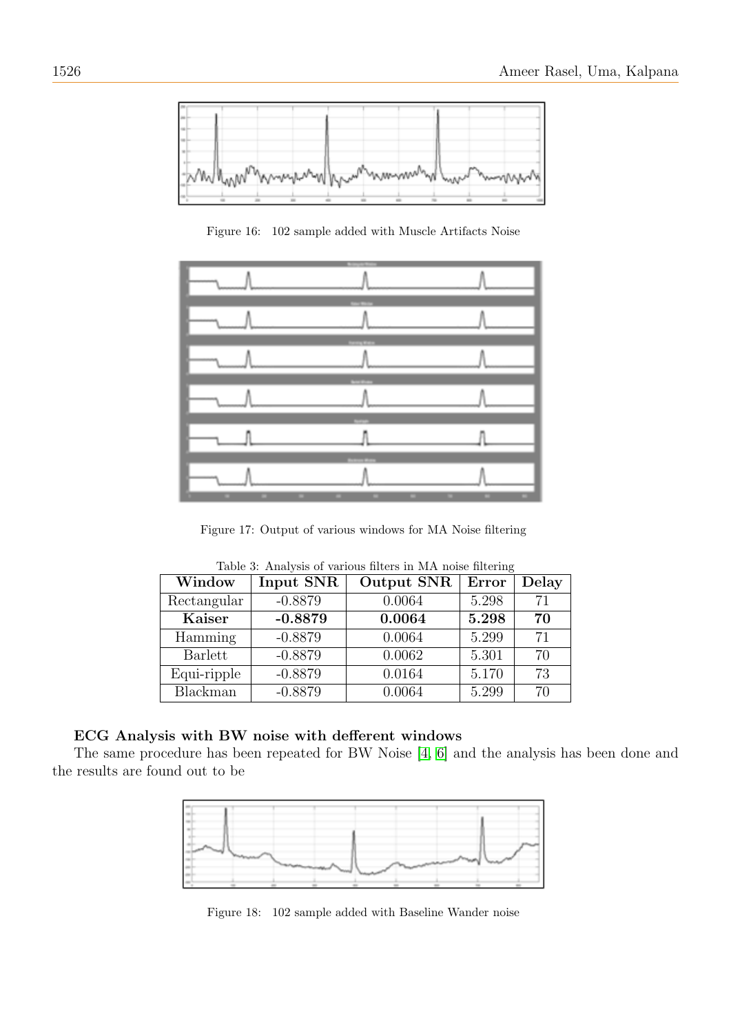Figure 16: 102 sample added with Muscle Artifacts Noise

Figure 17: Output of various windows for MA Noise filtering

Table 3: Analysis of various filters in MA noise filtering

| Window | Input SNR | Output SNR | Error | Delay |
|---|---|---|---|---|
| Rectangular | -0.8879 | 0.0064 | 5.298 | 71 |
| **Kaiser** | **-0.8879** | **0.0064** | **5.298** | **70** |
| Hamming | -0.8879 | 0.0064 | 5.299 | 71 |
| Barlett | -0.8879 | 0.0062 | 5.301 | 70 |
| Equi-ripple | -0.8879 | 0.0164 | 5.170 | 73 |
| Blackman | -0.8879 | 0.0064 | 5.299 | 70 |

**ECG Analysis with BW noise with defferent windows**

The same procedure has been repeated for BW Noise [4, 6] and the analysis has been done and the results are found out to be

Figure 18: 102 sample added with Baseline Wander noise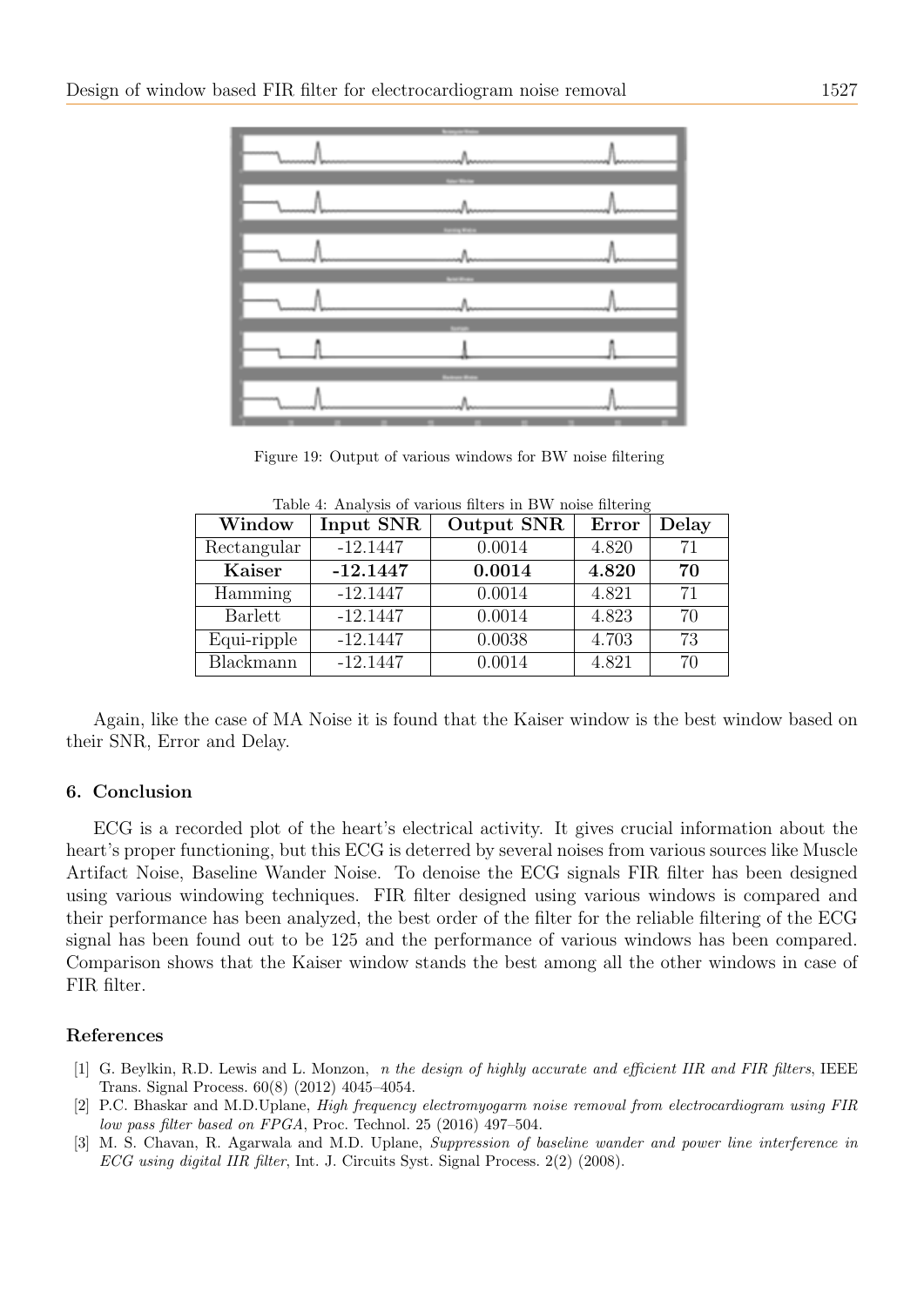Figure 19: Output of various windows for BW noise filtering

Table 4: Analysis of various filters in BW noise filtering

| Window | Input SNR | Output SNR | Error | Delay |
|---|---|---|---|---|
| Rectangular | -12.1447 | 0.0014 | 4.820 | 71 |
| **Kaiser** | **-12.1447** | **0.0014** | **4.820** | **70** |
| Hamming | -12.1447 | 0.0014 | 4.821 | 71 |
| Barlett | -12.1447 | 0.0014 | 4.823 | 70 |
| Equi-ripple | -12.1447 | 0.0038 | 4.703 | 73 |
| Blackmann | -12.1447 | 0.0014 | 4.821 | 70 |

Again, like the case of MA Noise it is found that the Kaiser window is the best window based on their SNR, Error and Delay.

## 6. Conclusion

ECG is a recorded plot of the heart's electrical activity. It gives crucial information about the heart's proper functioning, but this ECG is deterred by several noises from various sources like Muscle Artifact Noise, Baseline Wander Noise. To denoise the ECG signals FIR filter has been designed using various windowing techniques. FIR filter designed using various windows is compared and their performance has been analyzed, the best order of the filter for the reliable filtering of the ECG signal has been found out to be 125 and the performance of various windows has been compared. Comparison shows that the Kaiser window stands the best among all the other windows in case of FIR filter.

## References

[1] G. Beylkin, R.D. Lewis and L. Monzon, *n the design of highly accurate and efficient IIR and FIR filters*, IEEE Trans. Signal Process. 60(8) (2012) 4045–4054.

[2] P.C. Bhaskar and M.D.Uplane, *High frequency electromyogarm noise removal from electrocardiogram using FIR low pass filter based on FPGA*, Proc. Technol. 25 (2016) 497–504.

[3] M. S. Chavan, R. Agarwala and M.D. Uplane, *Suppression of baseline wander and power line interference in ECG using digital IIR filter*, Int. J. Circuits Syst. Signal Process. 2(2) (2008).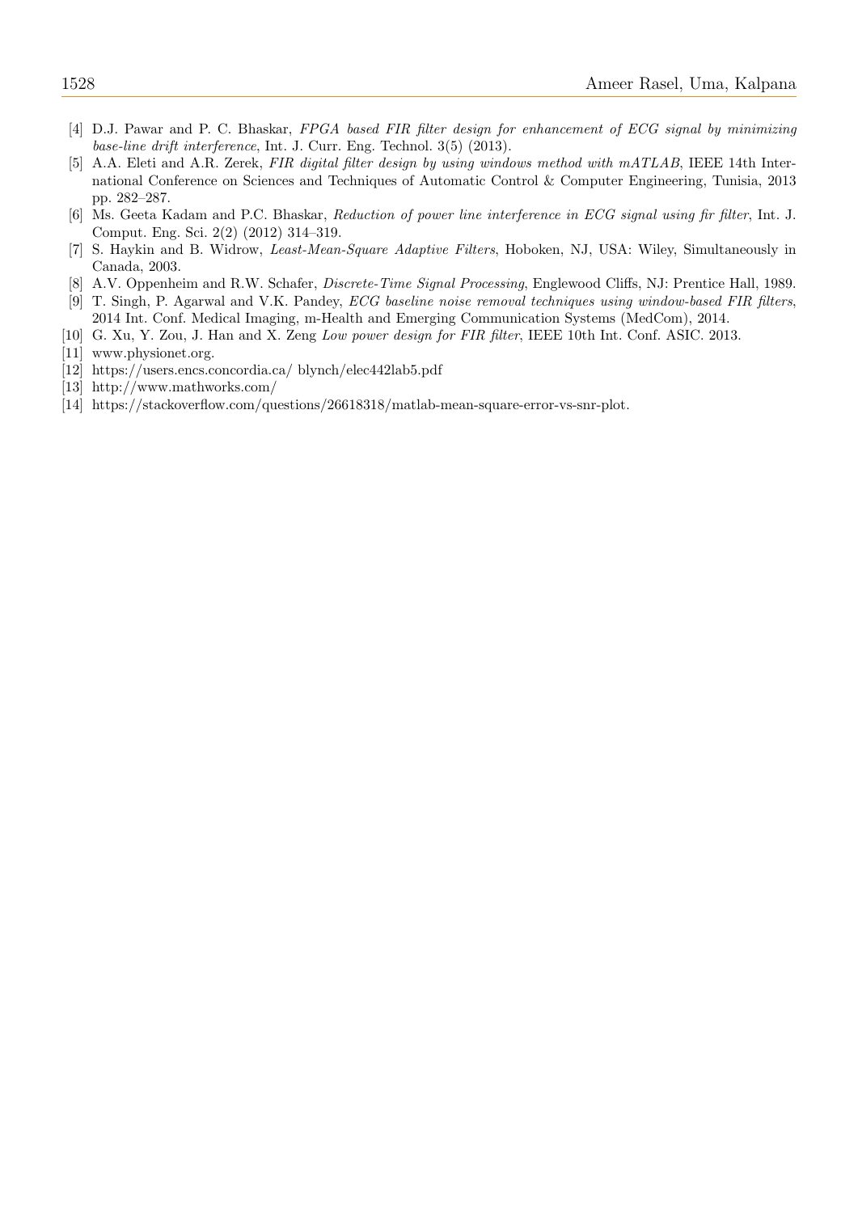[4] D.J. Pawar and P. C. Bhaskar, *FPGA based FIR filter design for enhancement of ECG signal by minimizing base-line drift interference*, Int. J. Curr. Eng. Technol. 3(5) (2013).

[5] A.A. Eleti and A.R. Zerek, *FIR digital filter design by using windows method with mATLAB*, IEEE 14th International Conference on Sciences and Techniques of Automatic Control & Computer Engineering, Tunisia, 2013 pp. 282–287.

[6] Ms. Geeta Kadam and P.C. Bhaskar, *Reduction of power line interference in ECG signal using fir filter*, Int. J. Comput. Eng. Sci. 2(2) (2012) 314–319.

[7] S. Haykin and B. Widrow, *Least-Mean-Square Adaptive Filters*, Hoboken, NJ, USA: Wiley, Simultaneously in Canada, 2003.

[8] A.V. Oppenheim and R.W. Schafer, *Discrete-Time Signal Processing*, Englewood Cliffs, NJ: Prentice Hall, 1989.

[9] T. Singh, P. Agarwal and V.K. Pandey, *ECG baseline noise removal techniques using window-based FIR filters*, 2014 Int. Conf. Medical Imaging, m-Health and Emerging Communication Systems (MedCom), 2014.

[10] G. Xu, Y. Zou, J. Han and X. Zeng *Low power design for FIR filter*, IEEE 10th Int. Conf. ASIC. 2013.

[11] www.physionet.org.

[12] https://users.encs.concordia.ca/ blynch/elec442lab5.pdf

[13] http://www.mathworks.com/

[14] https://stackoverflow.com/questions/26618318/matlab-mean-square-error-vs-snr-plot.